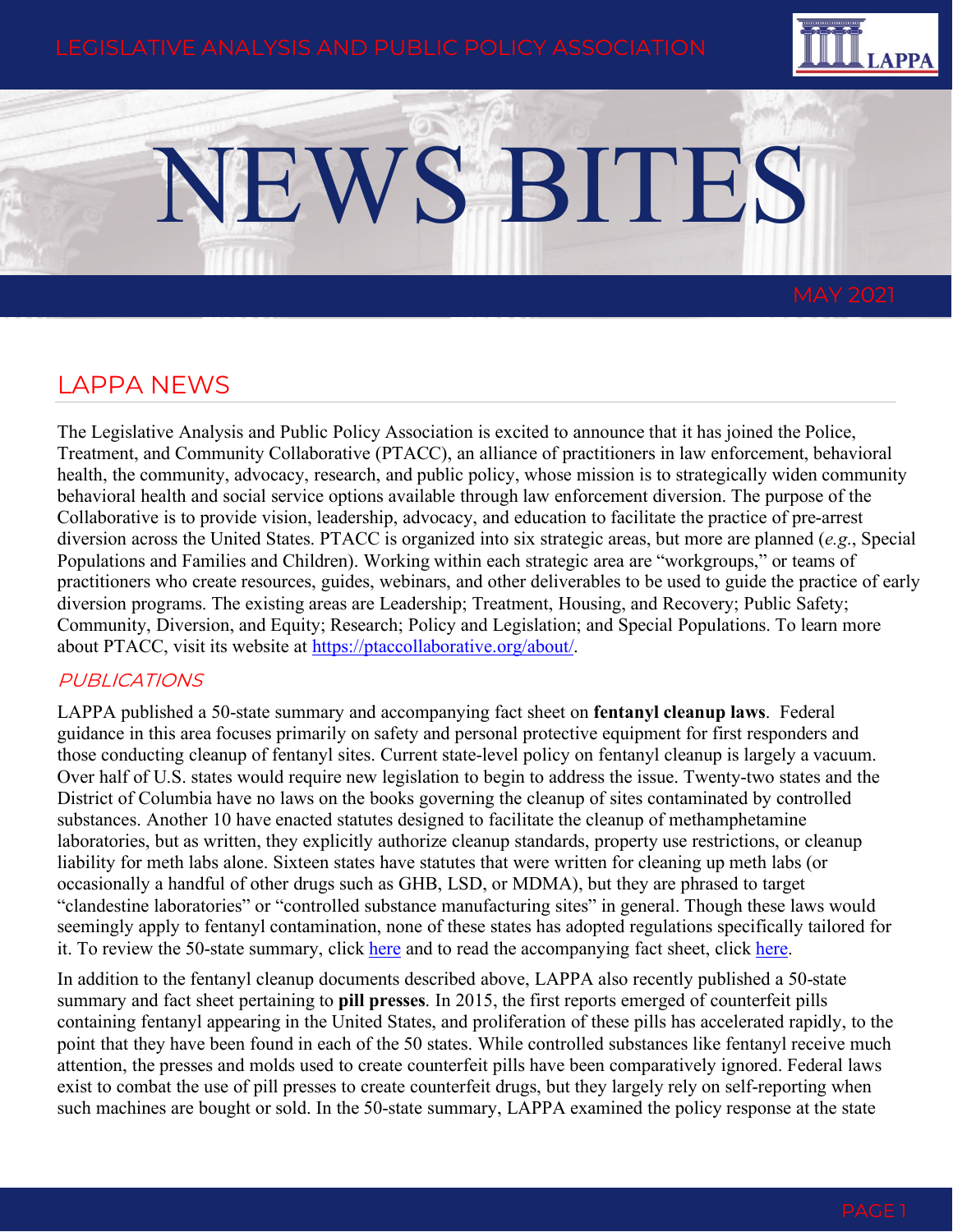LEGISLATIVE ANALYSIS AND PUBLIC POLICY ASSOCIATION

# NEWS BITES

MAY 2021

## LAPPA NEWS

The Legislative Analysis and Public Policy Association is excited to announce that it has joined the Police, Treatment, and Community Collaborative (PTACC), an alliance of practitioners in law enforcement, behavioral health, the community, advocacy, research, and public policy, whose mission is to strategically widen community behavioral health and social service options available through law enforcement diversion. The purpose of the Collaborative is to provide vision, leadership, advocacy, and education to facilitate the practice of pre-arrest diversion across the United States. PTACC is organized into six strategic areas, but more are planned (*e.g.*, Special Populations and Families and Children). Working within each strategic area are "workgroups," or teams of practitioners who create resources, guides, webinars, and other deliverables to be used to guide the practice of early diversion programs. The existing areas are Leadership; Treatment, Housing, and Recovery; Public Safety; Community, Diversion, and Equity; Research; Policy and Legislation; and Special Populations. To learn more about PTACC, visit its website at https://ptaccollaborative.org/about/.

### *PUBLICATIONS*

LAPPA published a 50-state summary and accompanying fact sheet on **fentanyl cleanup laws**. Federal guidance in this area focuses primarily on safety and personal protective equipment for first responders and those conducting cleanup of fentanyl sites. Current state-level policy on fentanyl cleanup is largely a vacuum. Over half of U.S. states would require new legislation to begin to address the issue. Twenty-two states and the District of Columbia have no laws on the books governing the cleanup of sites contaminated by controlled substances. Another 10 have enacted statutes designed to facilitate the cleanup of methamphetamine laboratories, but as written, they explicitly authorize cleanup standards, property use restrictions, or cleanup liability for meth labs alone. Sixteen states have statutes that were written for cleaning up meth labs (or occasionally a handful of other drugs such as GHB, LSD, or MDMA), but they are phrased to target "clandestine laboratories" or "controlled substance manufacturing sites" in general. Though these laws would seemingly apply to fentanyl contamination, none of these states has adopted regulations specifically tailored for it. To review the 50-state summary, click here and to read the accompanying fact sheet, click here.

In addition to the fentanyl cleanup documents described above, LAPPA also recently published a 50-state summary and fact sheet pertaining to **pill presses**. In 2015, the first reports emerged of counterfeit pills containing fentanyl appearing in the United States, and proliferation of these pills has accelerated rapidly, to the point that they have been found in each of the 50 states. While controlled substances like fentanyl receive much attention, the presses and molds used to create counterfeit pills have been comparatively ignored. Federal laws exist to combat the use of pill presses to create counterfeit drugs, but they largely rely on self-reporting when such machines are bought or sold. In the 50-state summary, LAPPA examined the policy response at the state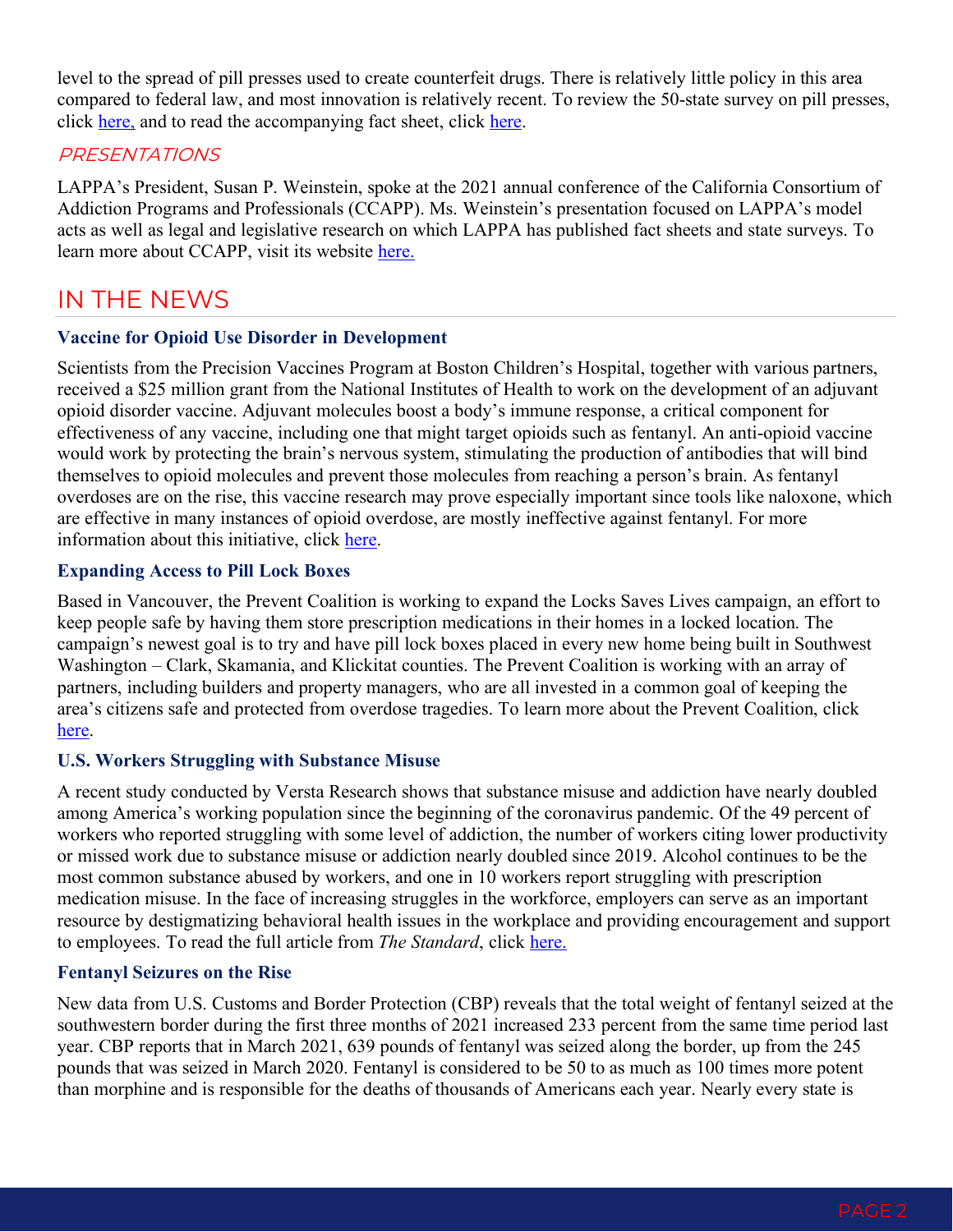level to the spread of pill presses used to create counterfeit drugs. There is relatively little policy in this area compared to federal law, and most innovation is relatively recent. To review the 50-state survey on pill presses, click here, and to read the accompanying fact sheet, click here.

### *PRESENTATIONS*

LAPPA's President, Susan P. Weinstein, spoke at the 2021 annual conference of the California Consortium of Addiction Programs and Professionals (CCAPP). Ms. Weinstein's presentation focused on LAPPA's model acts as well as legal and legislative research on which LAPPA has published fact sheets and state surveys. To learn more about CCAPP, visit its website here.

## IN THE NEWS

**Vaccine for Opioid Use Disorder in Development**

Scientists from the Precision Vaccines Program at Boston Children's Hospital, together with various partners, received a $25 million grant from the National Institutes of Health to work on the development of an adjuvant opioid disorder vaccine. Adjuvant molecules boost a body's immune response, a critical component for effectiveness of any vaccine, including one that might target opioids such as fentanyl. An anti-opioid vaccine would work by protecting the brain's nervous system, stimulating the production of antibodies that will bind themselves to opioid molecules and prevent those molecules from reaching a person's brain. As fentanyl overdoses are on the rise, this vaccine research may prove especially important since tools like naloxone, which are effective in many instances of opioid overdose, are mostly ineffective against fentanyl. For more information about this initiative, click here.

**Expanding Access to Pill Lock Boxes**

Based in Vancouver, the Prevent Coalition is working to expand the Locks Saves Lives campaign, an effort to keep people safe by having them store prescription medications in their homes in a locked location. The campaign's newest goal is to try and have pill lock boxes placed in every new home being built in Southwest Washington – Clark, Skamania, and Klickitat counties. The Prevent Coalition is working with an array of partners, including builders and property managers, who are all invested in a common goal of keeping the area's citizens safe and protected from overdose tragedies. To learn more about the Prevent Coalition, click here.

**U.S. Workers Struggling with Substance Misuse**

A recent study conducted by Versta Research shows that substance misuse and addiction have nearly doubled among America's working population since the beginning of the coronavirus pandemic. Of the 49 percent of workers who reported struggling with some level of addiction, the number of workers citing lower productivity or missed work due to substance misuse or addiction nearly doubled since 2019. Alcohol continues to be the most common substance abused by workers, and one in 10 workers report struggling with prescription medication misuse. In the face of increasing struggles in the workforce, employers can serve as an important resource by destigmatizing behavioral health issues in the workplace and providing encouragement and support to employees. To read the full article from *The Standard*, click here.

**Fentanyl Seizures on the Rise**

New data from U.S. Customs and Border Protection (CBP) reveals that the total weight of fentanyl seized at the southwestern border during the first three months of 2021 increased 233 percent from the same time period last year. CBP reports that in March 2021, 639 pounds of fentanyl was seized along the border, up from the 245 pounds that was seized in March 2020. Fentanyl is considered to be 50 to as much as 100 times more potent than morphine and is responsible for the deaths of thousands of Americans each year. Nearly every state is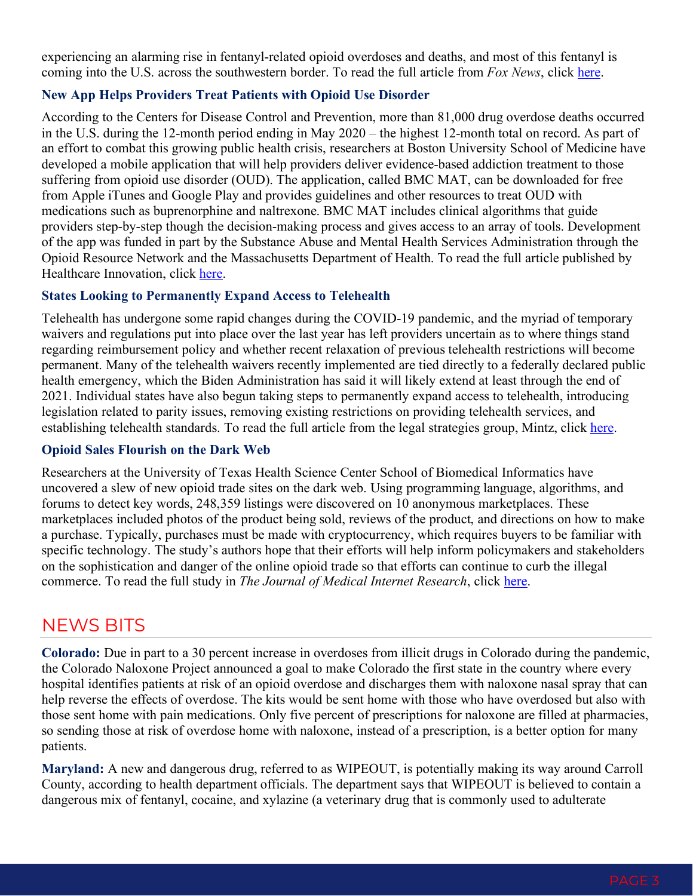experiencing an alarming rise in fentanyl-related opioid overdoses and deaths, and most of this fentanyl is coming into the U.S. across the southwestern border. To read the full article from *Fox News*, click here.

### New App Helps Providers Treat Patients with Opioid Use Disorder

According to the Centers for Disease Control and Prevention, more than 81,000 drug overdose deaths occurred in the U.S. during the 12-month period ending in May 2020 – the highest 12-month total on record. As part of an effort to combat this growing public health crisis, researchers at Boston University School of Medicine have developed a mobile application that will help providers deliver evidence-based addiction treatment to those suffering from opioid use disorder (OUD). The application, called BMC MAT, can be downloaded for free from Apple iTunes and Google Play and provides guidelines and other resources to treat OUD with medications such as buprenorphine and naltrexone. BMC MAT includes clinical algorithms that guide providers step-by-step though the decision-making process and gives access to an array of tools. Development of the app was funded in part by the Substance Abuse and Mental Health Services Administration through the Opioid Resource Network and the Massachusetts Department of Health. To read the full article published by Healthcare Innovation, click here.

### States Looking to Permanently Expand Access to Telehealth

Telehealth has undergone some rapid changes during the COVID-19 pandemic, and the myriad of temporary waivers and regulations put into place over the last year has left providers uncertain as to where things stand regarding reimbursement policy and whether recent relaxation of previous telehealth restrictions will become permanent. Many of the telehealth waivers recently implemented are tied directly to a federally declared public health emergency, which the Biden Administration has said it will likely extend at least through the end of 2021. Individual states have also begun taking steps to permanently expand access to telehealth, introducing legislation related to parity issues, removing existing restrictions on providing telehealth services, and establishing telehealth standards. To read the full article from the legal strategies group, Mintz, click here.

### Opioid Sales Flourish on the Dark Web

Researchers at the University of Texas Health Science Center School of Biomedical Informatics have uncovered a slew of new opioid trade sites on the dark web. Using programming language, algorithms, and forums to detect key words, 248,359 listings were discovered on 10 anonymous marketplaces. These marketplaces included photos of the product being sold, reviews of the product, and directions on how to make a purchase. Typically, purchases must be made with cryptocurrency, which requires buyers to be familiar with specific technology. The study's authors hope that their efforts will help inform policymakers and stakeholders on the sophistication and danger of the online opioid trade so that efforts can continue to curb the illegal commerce. To read the full study in *The Journal of Medical Internet Research*, click here.

## NEWS BITS

**Colorado:** Due in part to a 30 percent increase in overdoses from illicit drugs in Colorado during the pandemic, the Colorado Naloxone Project announced a goal to make Colorado the first state in the country where every hospital identifies patients at risk of an opioid overdose and discharges them with naloxone nasal spray that can help reverse the effects of overdose. The kits would be sent home with those who have overdosed but also with those sent home with pain medications. Only five percent of prescriptions for naloxone are filled at pharmacies, so sending those at risk of overdose home with naloxone, instead of a prescription, is a better option for many patients.

**Maryland:** A new and dangerous drug, referred to as WIPEOUT, is potentially making its way around Carroll County, according to health department officials. The department says that WIPEOUT is believed to contain a dangerous mix of fentanyl, cocaine, and xylazine (a veterinary drug that is commonly used to adulterate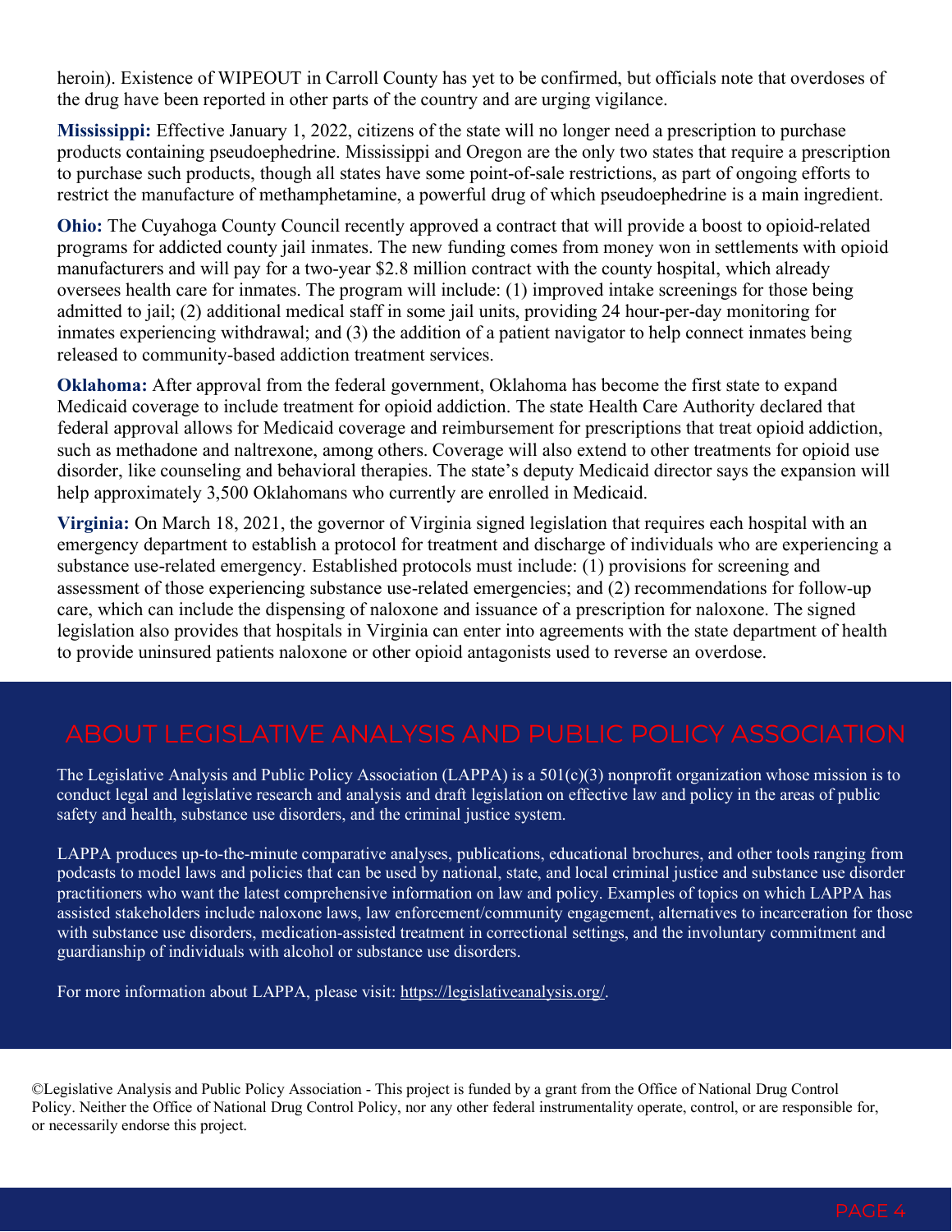heroin). Existence of WIPEOUT in Carroll County has yet to be confirmed, but officials note that overdoses of the drug have been reported in other parts of the country and are urging vigilance.

**Mississippi:** Effective January 1, 2022, citizens of the state will no longer need a prescription to purchase products containing pseudoephedrine. Mississippi and Oregon are the only two states that require a prescription to purchase such products, though all states have some point-of-sale restrictions, as part of ongoing efforts to restrict the manufacture of methamphetamine, a powerful drug of which pseudoephedrine is a main ingredient.

**Ohio:** The Cuyahoga County Council recently approved a contract that will provide a boost to opioid-related programs for addicted county jail inmates. The new funding comes from money won in settlements with opioid manufacturers and will pay for a two-year $2.8 million contract with the county hospital, which already oversees health care for inmates. The program will include: (1) improved intake screenings for those being admitted to jail; (2) additional medical staff in some jail units, providing 24 hour-per-day monitoring for inmates experiencing withdrawal; and (3) the addition of a patient navigator to help connect inmates being released to community-based addiction treatment services.

**Oklahoma:** After approval from the federal government, Oklahoma has become the first state to expand Medicaid coverage to include treatment for opioid addiction. The state Health Care Authority declared that federal approval allows for Medicaid coverage and reimbursement for prescriptions that treat opioid addiction, such as methadone and naltrexone, among others. Coverage will also extend to other treatments for opioid use disorder, like counseling and behavioral therapies. The state's deputy Medicaid director says the expansion will help approximately 3,500 Oklahomans who currently are enrolled in Medicaid.

**Virginia:** On March 18, 2021, the governor of Virginia signed legislation that requires each hospital with an emergency department to establish a protocol for treatment and discharge of individuals who are experiencing a substance use-related emergency. Established protocols must include: (1) provisions for screening and assessment of those experiencing substance use-related emergencies; and (2) recommendations for follow-up care, which can include the dispensing of naloxone and issuance of a prescription for naloxone. The signed legislation also provides that hospitals in Virginia can enter into agreements with the state department of health to provide uninsured patients naloxone or other opioid antagonists used to reverse an overdose.

## ABOUT LEGISLATIVE ANALYSIS AND PUBLIC POLICY ASSOCIATION

The Legislative Analysis and Public Policy Association (LAPPA) is a 501(c)(3) nonprofit organization whose mission is to conduct legal and legislative research and analysis and draft legislation on effective law and policy in the areas of public safety and health, substance use disorders, and the criminal justice system.

LAPPA produces up-to-the-minute comparative analyses, publications, educational brochures, and other tools ranging from podcasts to model laws and policies that can be used by national, state, and local criminal justice and substance use disorder practitioners who want the latest comprehensive information on law and policy. Examples of topics on which LAPPA has assisted stakeholders include naloxone laws, law enforcement/community engagement, alternatives to incarceration for those with substance use disorders, medication-assisted treatment in correctional settings, and the involuntary commitment and guardianship of individuals with alcohol or substance use disorders.

For more information about LAPPA, please visit: https://legislativeanalysis.org/.

©Legislative Analysis and Public Policy Association - This project is funded by a grant from the Office of National Drug Control Policy. Neither the Office of National Drug Control Policy, nor any other federal instrumentality operate, control, or are responsible for, or necessarily endorse this project.